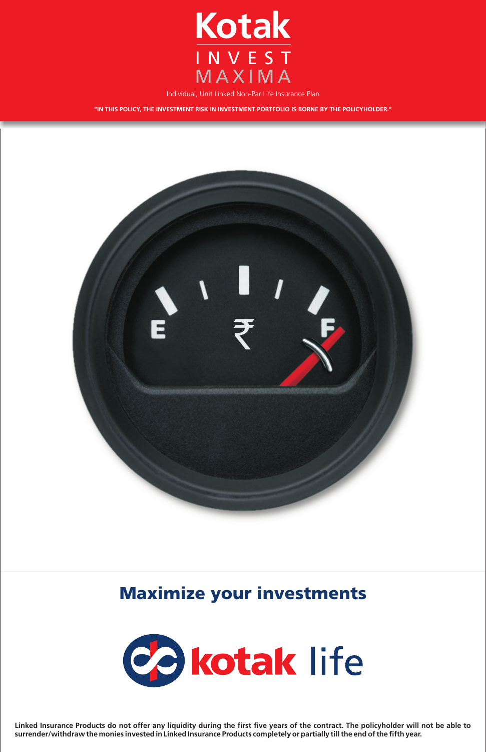# Kotak INVEST MAXIMA

Individual, Unit Linked Non-Par Life Insurance Plan

**"IN THIS POLICY, THE INVESTMENT RISK IN INVESTMENT PORTFOLIO IS BORNE BY THE POLICYHOLDER."**

## Maximize your investments

kotak life

**Linked Insurance Products do not offer any liquidity during the first five years of the contract. The policyholder will not be able to surrender/withdraw the monies invested in Linked Insurance Products completely or partially till the end of the fifth year.**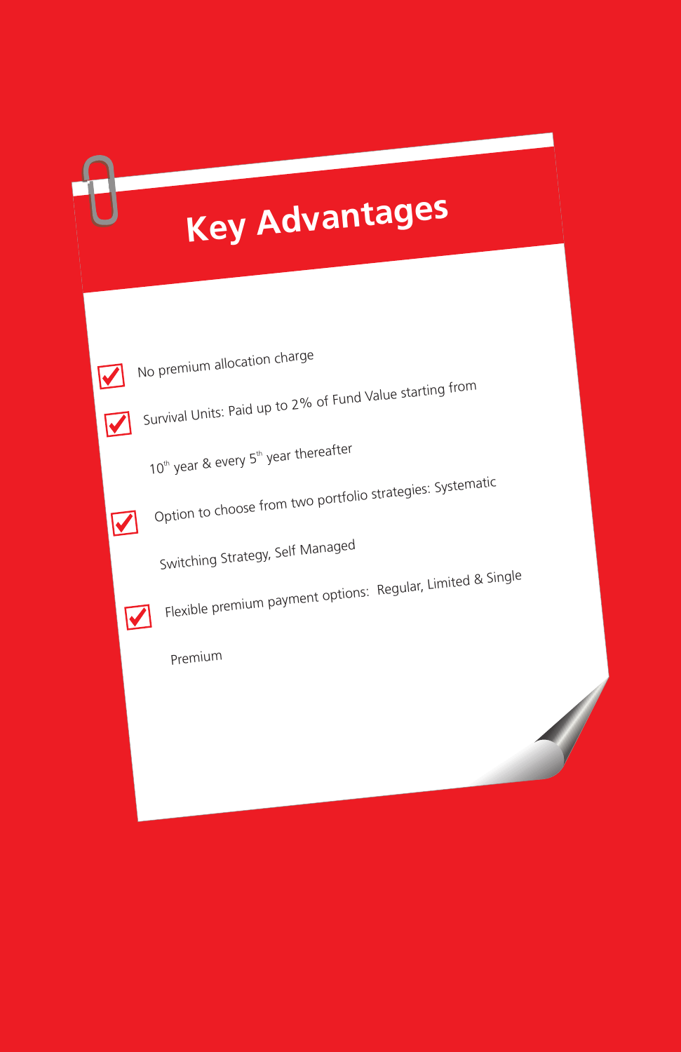# Key Advantages

- No premium allocation charge
- Survival Units: Paid up to 2% of Fund Value starting from 10th year & every 5th year thereafter
- Option to choose from two portfolio strategies: Systematic Switching Strategy, Self Managed
- Flexible premium payment options: Regular, Limited & Single Premium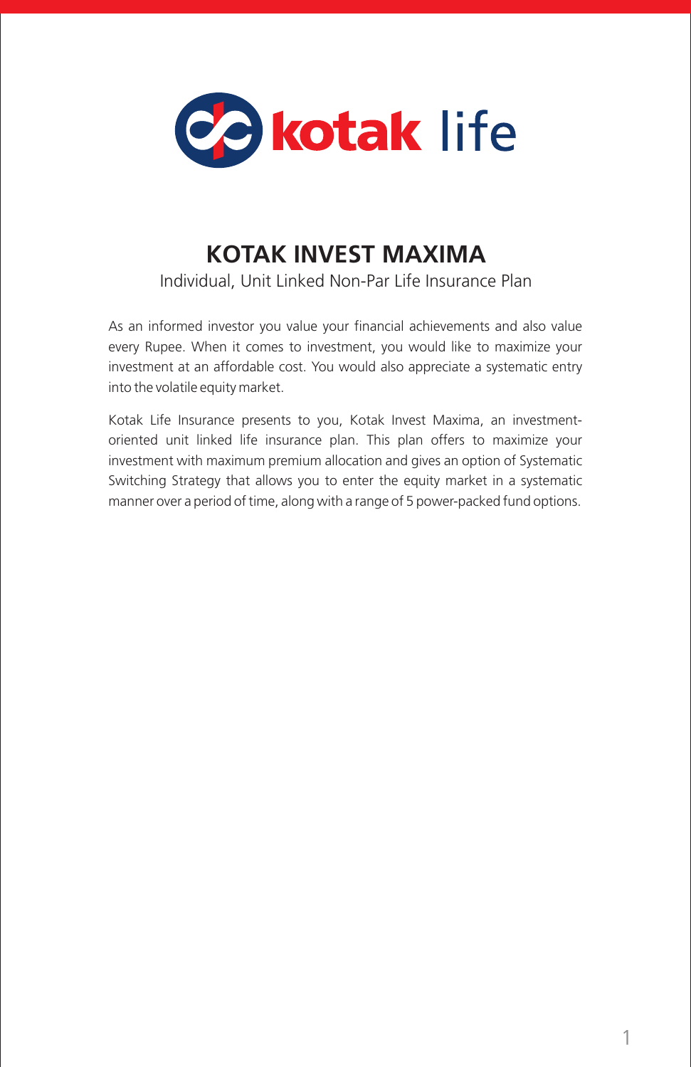# KOTAK INVEST MAXIMA

Individual, Unit Linked Non-Par Life Insurance Plan

As an informed investor you value your financial achievements and also value every Rupee. When it comes to investment, you would like to maximize your investment at an affordable cost. You would also appreciate a systematic entry into the volatile equity market.

Kotak Life Insurance presents to you, Kotak Invest Maxima, an investment-oriented unit linked life insurance plan. This plan offers to maximize your investment with maximum premium allocation and gives an option of Systematic Switching Strategy that allows you to enter the equity market in a systematic manner over a period of time, along with a range of 5 power-packed fund options.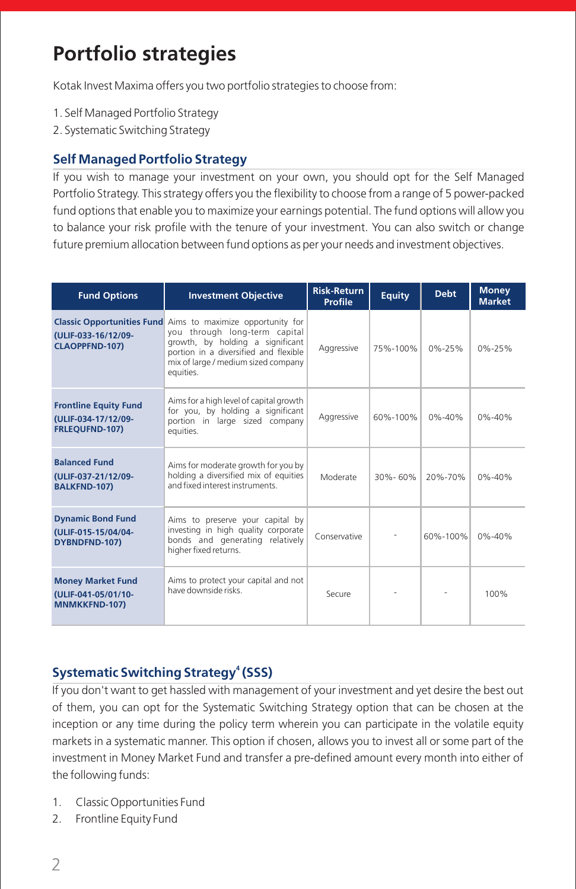# Portfolio strategies

Kotak Invest Maxima offers you two portfolio strategies to choose from:

1. Self Managed Portfolio Strategy
2. Systematic Switching Strategy

## Self Managed Portfolio Strategy

If you wish to manage your investment on your own, you should opt for the Self Managed Portfolio Strategy. This strategy offers you the flexibility to choose from a range of 5 power-packed fund options that enable you to maximize your earnings potential. The fund options will allow you to balance your risk profile with the tenure of your investment. You can also switch or change future premium allocation between fund options as per your needs and investment objectives.

| Fund Options | Investment Objective | Risk-Return Profile | Equity | Debt | Money Market |
|---|---|---|---|---|---|
| **Classic Opportunities Fund (ULIF-033-16/12/09-CLAOPPFND-107)** | Aims to maximize opportunity for you through long-term capital growth, by holding a significant portion in a diversified and flexible mix of large / medium sized company equities. | Aggressive | 75%-100% | 0%-25% | 0%-25% |
| **Frontline Equity Fund (ULIF-034-17/12/09-FRLEQUFND-107)** | Aims for a high level of capital growth for you, by holding a significant portion in large sized company equities. | Aggressive | 60%-100% | 0%-40% | 0%-40% |
| **Balanced Fund (ULIF-037-21/12/09-BALKFND-107)** | Aims for moderate growth for you by holding a diversified mix of equities and fixed interest instruments. | Moderate | 30%- 60% | 20%-70% | 0%-40% |
| **Dynamic Bond Fund (ULIF-015-15/04/04-DYBNDFND-107)** | Aims to preserve your capital by investing in high quality corporate bonds and generating relatively higher fixed returns. | Conservative | - | 60%-100% | 0%-40% |
| **Money Market Fund (ULIF-041-05/01/10-MNMKKFND-107)** | Aims to protect your capital and not have downside risks. | Secure | - | - | 100% |

## Systematic Switching Strategy[4] (SSS)

If you don't want to get hassled with management of your investment and yet desire the best out of them, you can opt for the Systematic Switching Strategy option that can be chosen at the inception or any time during the policy term wherein you can participate in the volatile equity markets in a systematic manner. This option if chosen, allows you to invest all or some part of the investment in Money Market Fund and transfer a pre-defined amount every month into either of the following funds:

1. Classic Opportunities Fund
2. Frontline Equity Fund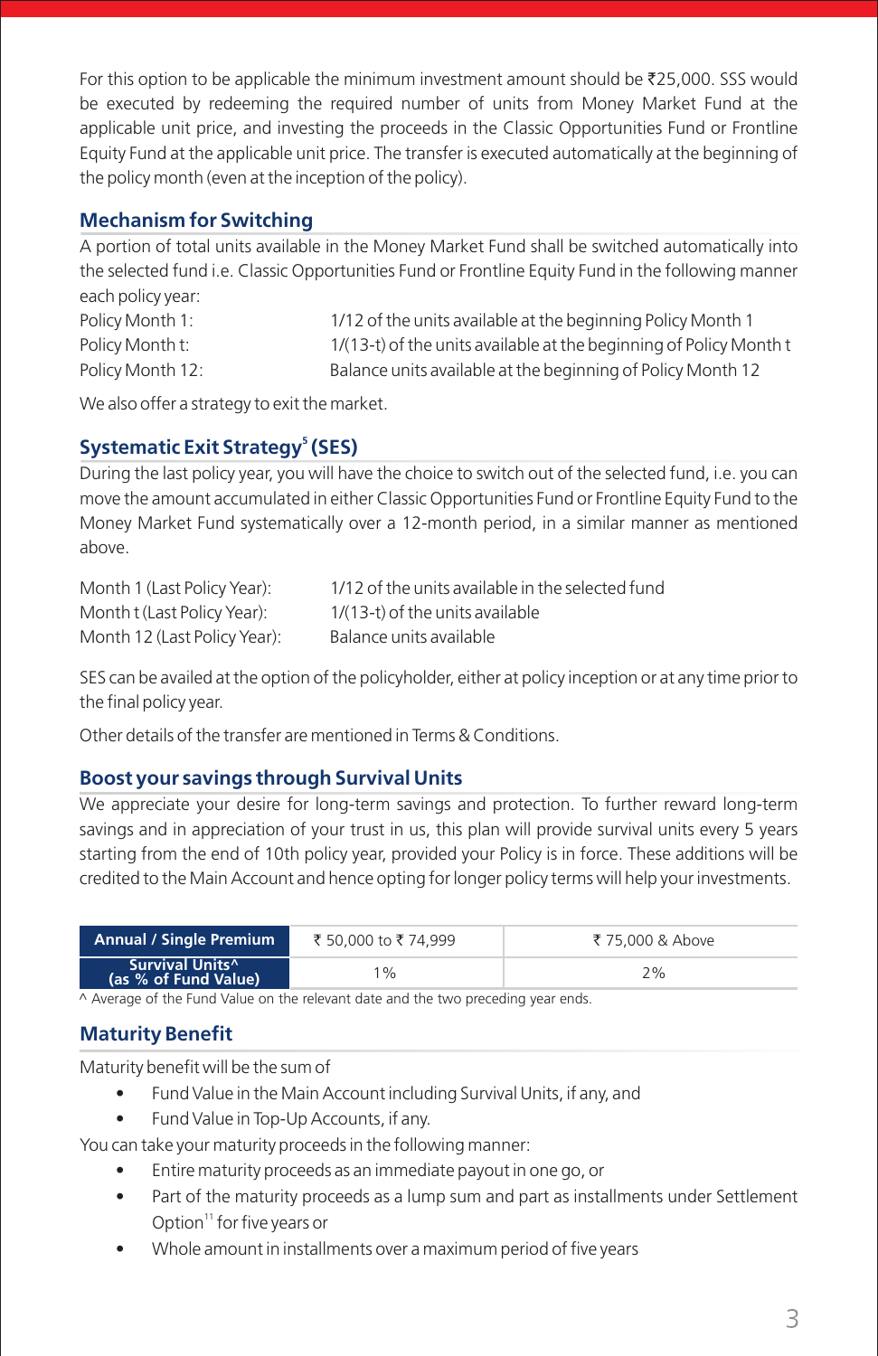For this option to be applicable the minimum investment amount should be ₹25,000. SSS would be executed by redeeming the required number of units from Money Market Fund at the applicable unit price, and investing the proceeds in the Classic Opportunities Fund or Frontline Equity Fund at the applicable unit price. The transfer is executed automatically at the beginning of the policy month (even at the inception of the policy).

## Mechanism for Switching

A portion of total units available in the Money Market Fund shall be switched automatically into the selected fund i.e. Classic Opportunities Fund or Frontline Equity Fund in the following manner each policy year:

| | |
|---|---|
| Policy Month 1: | 1/12 of the units available at the beginning Policy Month 1 |
| Policy Month t: | 1/(13-t) of the units available at the beginning of Policy Month t |
| Policy Month 12: | Balance units available at the beginning of Policy Month 12 |

We also offer a strategy to exit the market.

## Systematic Exit Strategy[5] (SES)

During the last policy year, you will have the choice to switch out of the selected fund, i.e. you can move the amount accumulated in either Classic Opportunities Fund or Frontline Equity Fund to the Money Market Fund systematically over a 12-month period, in a similar manner as mentioned above.

| | |
|---|---|
| Month 1 (Last Policy Year): | 1/12 of the units available in the selected fund |
| Month t (Last Policy Year): | 1/(13-t) of the units available |
| Month 12 (Last Policy Year): | Balance units available |

SES can be availed at the option of the policyholder, either at policy inception or at any time prior to the final policy year.

Other details of the transfer are mentioned in Terms & Conditions.

## Boost your savings through Survival Units

We appreciate your desire for long-term savings and protection. To further reward long-term savings and in appreciation of your trust in us, this plan will provide survival units every 5 years starting from the end of 10th policy year, provided your Policy is in force. These additions will be credited to the Main Account and hence opting for longer policy terms will help your investments.

| Annual / Single Premium | ₹ 50,000 to ₹ 74,999 | ₹ 75,000 & Above |
|---|---|---|
| Survival Units^ (as % of Fund Value) | 1% | 2% |

^ Average of the Fund Value on the relevant date and the two preceding year ends.

## Maturity Benefit

Maturity benefit will be the sum of

- Fund Value in the Main Account including Survival Units, if any, and
- Fund Value in Top-Up Accounts, if any.

You can take your maturity proceeds in the following manner:

- Entire maturity proceeds as an immediate payout in one go, or
- Part of the maturity proceeds as a lump sum and part as installments under Settlement Option[11] for five years or
- Whole amount in installments over a maximum period of five years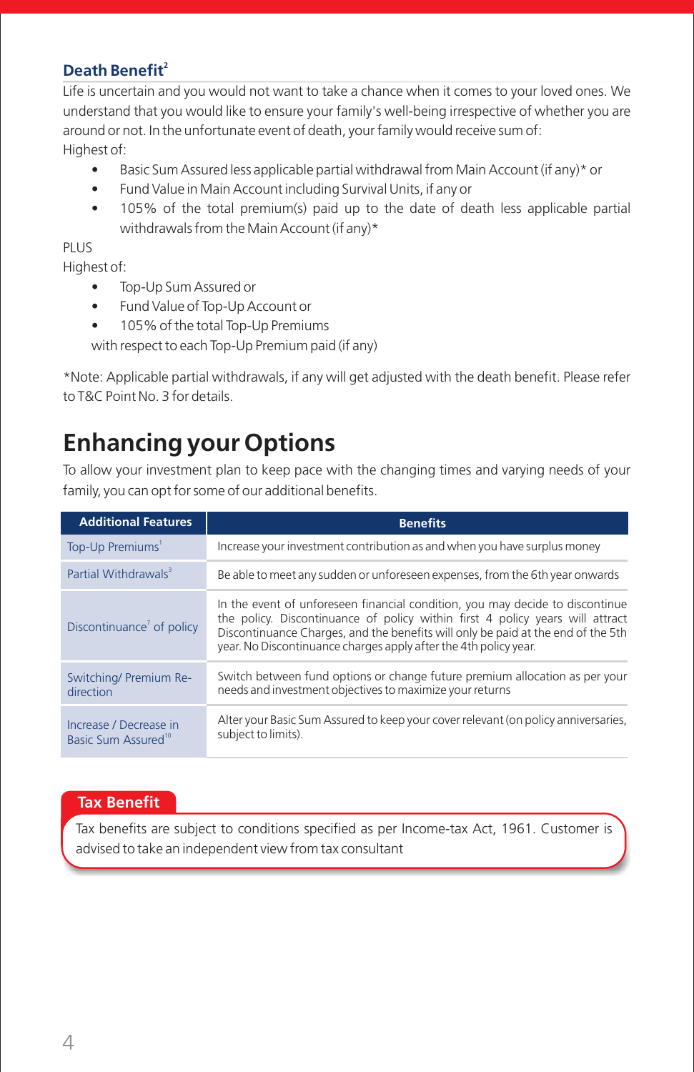### Death Benefit[2]

Life is uncertain and you would not want to take a chance when it comes to your loved ones. We understand that you would like to ensure your family's well-being irrespective of whether you are around or not. In the unfortunate event of death, your family would receive sum of:

Highest of:

- Basic Sum Assured less applicable partial withdrawal from Main Account (if any)* or
- Fund Value in Main Account including Survival Units, if any or
- 105% of the total premium(s) paid up to the date of death less applicable partial withdrawals from the Main Account (if any)*

PLUS

Highest of:

- Top-Up Sum Assured or
- Fund Value of Top-Up Account or
- 105% of the total Top-Up Premiums

with respect to each Top-Up Premium paid (if any)

*Note: Applicable partial withdrawals, if any will get adjusted with the death benefit. Please refer to T&C Point No. 3 for details.

## Enhancing your Options

To allow your investment plan to keep pace with the changing times and varying needs of your family, you can opt for some of our additional benefits.

| Additional Features | Benefits |
|---|---|
| Top-Up Premiums[1] | Increase your investment contribution as and when you have surplus money |
| Partial Withdrawals[3] | Be able to meet any sudden or unforeseen expenses, from the 6th year onwards |
| Discontinuance[7] of policy | In the event of unforeseen financial condition, you may decide to discontinue the policy. Discontinuance of policy within first 4 policy years will attract Discontinuance Charges, and the benefits will only be paid at the end of the 5th year. No Discontinuance charges apply after the 4th policy year. |
| Switching/ Premium Re-direction | Switch between fund options or change future premium allocation as per your needs and investment objectives to maximize your returns |
| Increase / Decrease in Basic Sum Assured[10] | Alter your Basic Sum Assured to keep your cover relevant (on policy anniversaries, subject to limits). |

**Tax Benefit**

Tax benefits are subject to conditions specified as per Income-tax Act, 1961. Customer is advised to take an independent view from tax consultant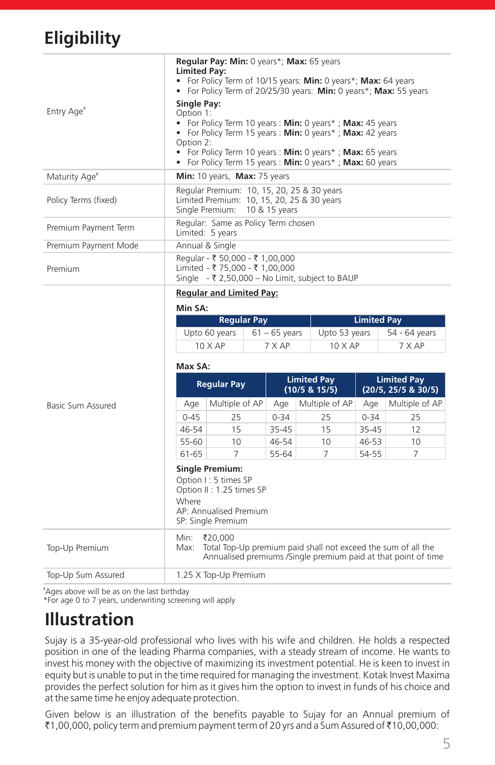# Eligibility

| | |
|---|---|
| Entry Age# | **Regular Pay: Min:** 0 years*; **Max:** 65 years<br>**Limited Pay:**<br>• For Policy Term of 10/15 years: **Min:** 0 years*; **Max:** 64 years<br>• For Policy Term of 20/25/30 years: **Min:** 0 years*; **Max:** 55 years<br>**Single Pay:**<br>Option 1:<br>• For Policy Term 10 years : **Min:** 0 years* ; **Max:** 45 years<br>• For Policy Term 15 years : **Min:** 0 years* ; **Max:** 42 years<br>Option 2:<br>• For Policy Term 10 years : **Min:** 0 years* ; **Max:** 65 years<br>• For Policy Term 15 years : **Min:** 0 years* ; **Max:** 60 years |
| Maturity Age# | **Min:** 10 years, **Max:** 75 years |
| Policy Terms (fixed) | Regular Premium: 10, 15, 20, 25 & 30 years<br>Limited Premium: 10, 15, 20, 25 & 30 years<br>Single Premium: 10 & 15 years |
| Premium Payment Term | Regular: Same as Policy Term chosen<br>Limited: 5 years |
| Premium Payment Mode | Annual & Single |
| Premium | Regular - ₹ 50,000 - ₹ 1,00,000<br>Limited - ₹ 75,000 - ₹ 1,00,000<br>Single - ₹ 2,50,000 – No Limit, subject to BAUP |
| Basic Sum Assured | See below |

**Basic Sum Assured**

**Regular and Limited Pay:**

**Min SA:**

| Regular Pay | | Limited Pay | |
|---|---|---|---|
| Upto 60 years | 61 – 65 years | Upto 53 years | 54 - 64 years |
| 10 X AP | 7 X AP | 10 X AP | 7 X AP |

**Max SA:**

| Regular Pay | | Limited Pay (10/5 & 15/5) | | Limited Pay (20/5, 25/5 & 30/5) | |
|---|---|---|---|---|---|
| Age | Multiple of AP | Age | Multiple of AP | Age | Multiple of AP |
| 0-45 | 25 | 0-34 | 25 | 0-34 | 25 |
| 46-54 | 15 | 35-45 | 15 | 35-45 | 12 |
| 55-60 | 10 | 46-54 | 10 | 46-53 | 10 |
| 61-65 | 7 | 55-64 | 7 | 54-55 | 7 |

**Single Premium:**
Option I : 5 times SP
Option II : 1.25 times SP
Where
AP: Annualised Premium
SP: Single Premium

| | |
|---|---|
| Top-Up Premium | Min: ₹20,000<br>Max: Total Top-Up premium paid shall not exceed the sum of all the Annualised premiums /Single premium paid at that point of time |
| Top-Up Sum Assured | 1.25 X Top-Up Premium |

#Ages above will be as on the last birthday
*For age 0 to 7 years, underwriting screening will apply

# Illustration

Sujay is a 35-year-old professional who lives with his wife and children. He holds a respected position in one of the leading Pharma companies, with a steady stream of income. He wants to invest his money with the objective of maximizing its investment potential. He is keen to invest in equity but is unable to put in the time required for managing the investment. Kotak Invest Maxima provides the perfect solution for him as it gives him the option to invest in funds of his choice and at the same time he enjoy adequate protection.

Given below is an illustration of the benefits payable to Sujay for an Annual premium of ₹1,00,000, policy term and premium payment term of 20 yrs and a Sum Assured of ₹10,00,000: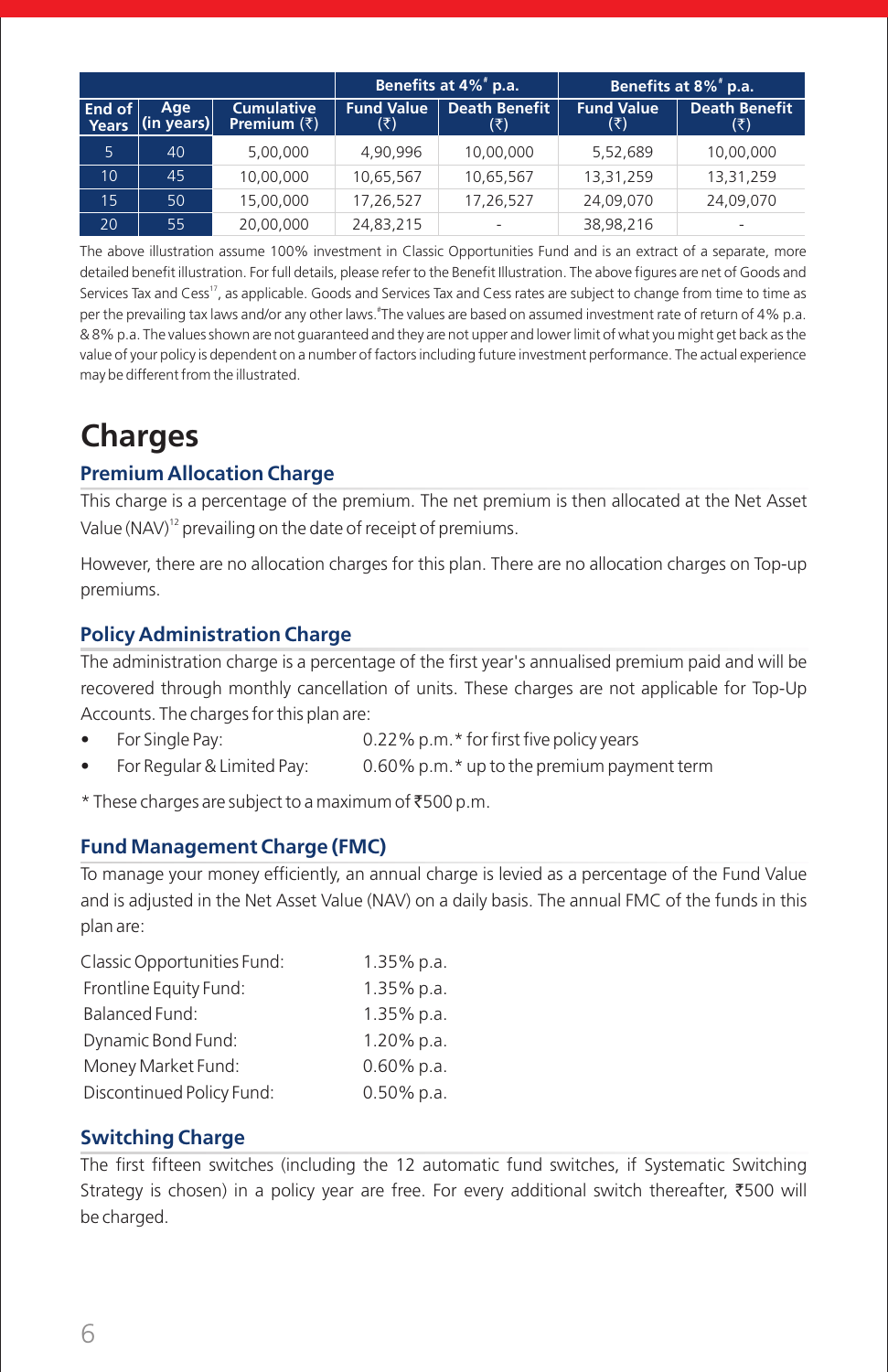| End of Years | Age (in years) | Cumulative Premium (₹) | Benefits at 4%# p.a. | | Benefits at 8%# p.a. | |
|---|---|---|---|---|---|---|
| | | | Fund Value (₹) | Death Benefit (₹) | Fund Value (₹) | Death Benefit (₹) |
| 5 | 40 | 5,00,000 | 4,90,996 | 10,00,000 | 5,52,689 | 10,00,000 |
| 10 | 45 | 10,00,000 | 10,65,567 | 10,65,567 | 13,31,259 | 13,31,259 |
| 15 | 50 | 15,00,000 | 17,26,527 | 17,26,527 | 24,09,070 | 24,09,070 |
| 20 | 55 | 20,00,000 | 24,83,215 | - | 38,98,216 | - |

The above illustration assume 100% investment in Classic Opportunities Fund and is an extract of a separate, more detailed benefit illustration. For full details, please refer to the Benefit Illustration. The above figures are net of Goods and Services Tax and Cess[17], as applicable. Goods and Services Tax and Cess rates are subject to change from time to time as per the prevailing tax laws and/or any other laws. #The values are based on assumed investment rate of return of 4% p.a. & 8% p.a. The values shown are not guaranteed and they are not upper and lower limit of what you might get back as the value of your policy is dependent on a number of factors including future investment performance. The actual experience may be different from the illustrated.

# Charges

## Premium Allocation Charge

This charge is a percentage of the premium. The net premium is then allocated at the Net Asset Value (NAV)[12] prevailing on the date of receipt of premiums.

However, there are no allocation charges for this plan. There are no allocation charges on Top-up premiums.

## Policy Administration Charge

The administration charge is a percentage of the first year's annualised premium paid and will be recovered through monthly cancellation of units. These charges are not applicable for Top-Up Accounts. The charges for this plan are:

- For Single Pay: 0.22% p.m.* for first five policy years
- For Regular & Limited Pay: 0.60% p.m.* up to the premium payment term

* These charges are subject to a maximum of ₹500 p.m.

## Fund Management Charge (FMC)

To manage your money efficiently, an annual charge is levied as a percentage of the Fund Value and is adjusted in the Net Asset Value (NAV) on a daily basis. The annual FMC of the funds in this plan are:

| | |
|---|---|
| Classic Opportunities Fund: | 1.35% p.a. |
| Frontline Equity Fund: | 1.35% p.a. |
| Balanced Fund: | 1.35% p.a. |
| Dynamic Bond Fund: | 1.20% p.a. |
| Money Market Fund: | 0.60% p.a. |
| Discontinued Policy Fund: | 0.50% p.a. |

## Switching Charge

The first fifteen switches (including the 12 automatic fund switches, if Systematic Switching Strategy is chosen) in a policy year are free. For every additional switch thereafter, ₹500 will be charged.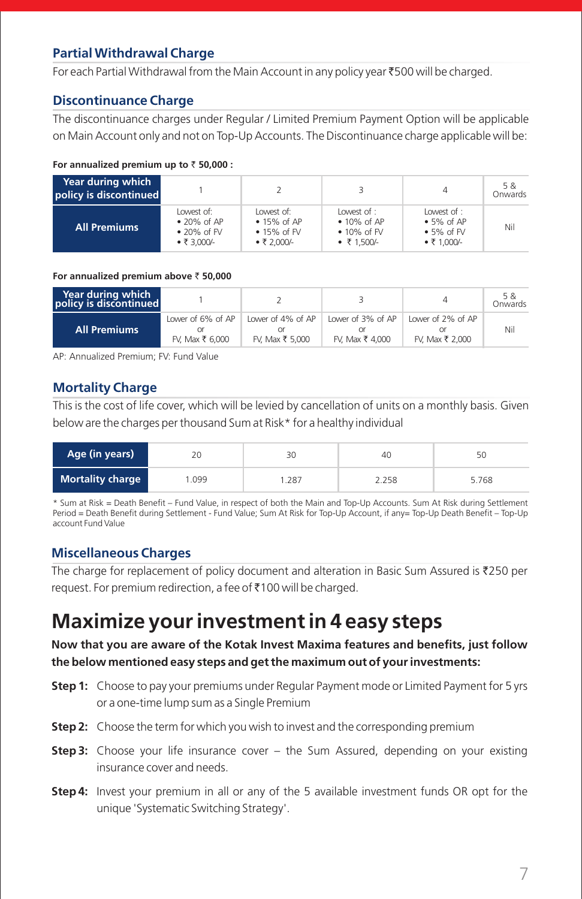## Partial Withdrawal Charge

For each Partial Withdrawal from the Main Account in any policy year ₹500 will be charged.

## Discontinuance Charge

The discontinuance charges under Regular / Limited Premium Payment Option will be applicable on Main Account only and not on Top-Up Accounts. The Discontinuance charge applicable will be:

**For annualized premium up to ₹ 50,000 :**

| Year during which policy is discontinued | 1 | 2 | 3 | 4 | 5 & Onwards |
|---|---|---|---|---|---|
| **All Premiums** | Lowest of: • 20% of AP • 20% of FV • ₹ 3,000/- | Lowest of: • 15% of AP • 15% of FV • ₹ 2,000/- | Lowest of : • 10% of AP • 10% of FV • ₹ 1,500/- | Lowest of : • 5% of AP • 5% of FV • ₹ 1,000/- | Nil |

**For annualized premium above ₹ 50,000**

| Year during which policy is discontinued | 1 | 2 | 3 | 4 | 5 & Onwards |
|---|---|---|---|---|---|
| **All Premiums** | Lower of 6% of AP or FV, Max ₹ 6,000 | Lower of 4% of AP or FV, Max ₹ 5,000 | Lower of 3% of AP or FV, Max ₹ 4,000 | Lower of 2% of AP or FV, Max ₹ 2,000 | Nil |

AP: Annualized Premium; FV: Fund Value

## Mortality Charge

This is the cost of life cover, which will be levied by cancellation of units on a monthly basis. Given below are the charges per thousand Sum at Risk* for a healthy individual

| Age (in years) | 20 | 30 | 40 | 50 |
|---|---|---|---|---|
| **Mortality charge** | 1.099 | 1.287 | 2.258 | 5.768 |

* Sum at Risk = Death Benefit – Fund Value, in respect of both the Main and Top-Up Accounts. Sum At Risk during Settlement Period = Death Benefit during Settlement - Fund Value; Sum At Risk for Top-Up Account, if any= Top-Up Death Benefit – Top-Up account Fund Value

## Miscellaneous Charges

The charge for replacement of policy document and alteration in Basic Sum Assured is ₹250 per request. For premium redirection, a fee of ₹100 will be charged.

# Maximize your investment in 4 easy steps

**Now that you are aware of the Kotak Invest Maxima features and benefits, just follow the below mentioned easy steps and get the maximum out of your investments:**

**Step 1:** Choose to pay your premiums under Regular Payment mode or Limited Payment for 5 yrs or a one-time lump sum as a Single Premium

**Step 2:** Choose the term for which you wish to invest and the corresponding premium

**Step 3:** Choose your life insurance cover – the Sum Assured, depending on your existing insurance cover and needs.

**Step 4:** Invest your premium in all or any of the 5 available investment funds OR opt for the unique 'Systematic Switching Strategy'.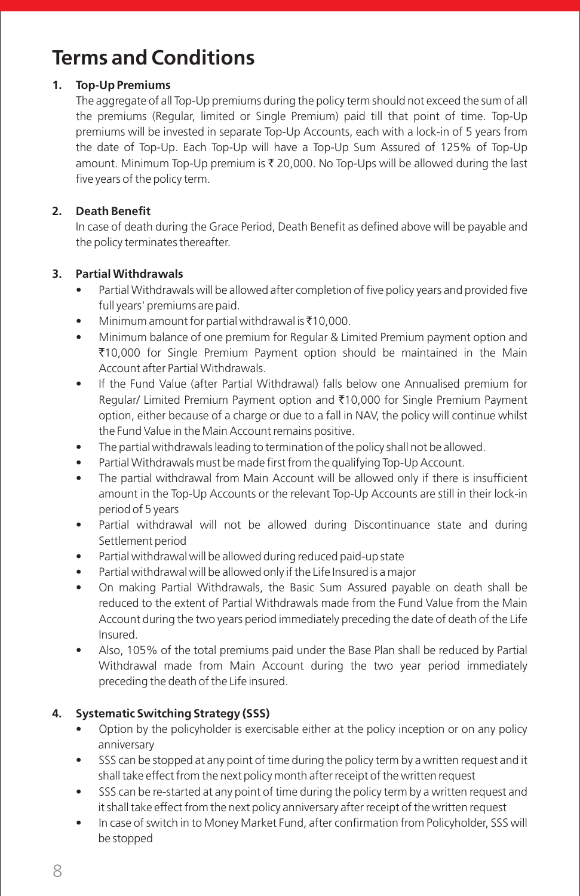# Terms and Conditions

1. **Top-Up Premiums**

   The aggregate of all Top-Up premiums during the policy term should not exceed the sum of all the premiums (Regular, limited or Single Premium) paid till that point of time. Top-Up premiums will be invested in separate Top-Up Accounts, each with a lock-in of 5 years from the date of Top-Up. Each Top-Up will have a Top-Up Sum Assured of 125% of Top-Up amount. Minimum Top-Up premium is ₹ 20,000. No Top-Ups will be allowed during the last five years of the policy term.

2. **Death Benefit**

   In case of death during the Grace Period, Death Benefit as defined above will be payable and the policy terminates thereafter.

3. **Partial Withdrawals**

   - Partial Withdrawals will be allowed after completion of five policy years and provided five full years' premiums are paid.
   - Minimum amount for partial withdrawal is ₹10,000.
   - Minimum balance of one premium for Regular & Limited Premium payment option and ₹10,000 for Single Premium Payment option should be maintained in the Main Account after Partial Withdrawals.
   - If the Fund Value (after Partial Withdrawal) falls below one Annualised premium for Regular/ Limited Premium Payment option and ₹10,000 for Single Premium Payment option, either because of a charge or due to a fall in NAV, the policy will continue whilst the Fund Value in the Main Account remains positive.
   - The partial withdrawals leading to termination of the policy shall not be allowed.
   - Partial Withdrawals must be made first from the qualifying Top-Up Account.
   - The partial withdrawal from Main Account will be allowed only if there is insufficient amount in the Top-Up Accounts or the relevant Top-Up Accounts are still in their lock-in period of 5 years
   - Partial withdrawal will not be allowed during Discontinuance state and during Settlement period
   - Partial withdrawal will be allowed during reduced paid-up state
   - Partial withdrawal will be allowed only if the Life Insured is a major
   - On making Partial Withdrawals, the Basic Sum Assured payable on death shall be reduced to the extent of Partial Withdrawals made from the Fund Value from the Main Account during the two years period immediately preceding the date of death of the Life Insured.
   - Also, 105% of the total premiums paid under the Base Plan shall be reduced by Partial Withdrawal made from Main Account during the two year period immediately preceding the death of the Life insured.

4. **Systematic Switching Strategy (SSS)**

   - Option by the policyholder is exercisable either at the policy inception or on any policy anniversary
   - SSS can be stopped at any point of time during the policy term by a written request and it shall take effect from the next policy month after receipt of the written request
   - SSS can be re-started at any point of time during the policy term by a written request and it shall take effect from the next policy anniversary after receipt of the written request
   - In case of switch in to Money Market Fund, after confirmation from Policyholder, SSS will be stopped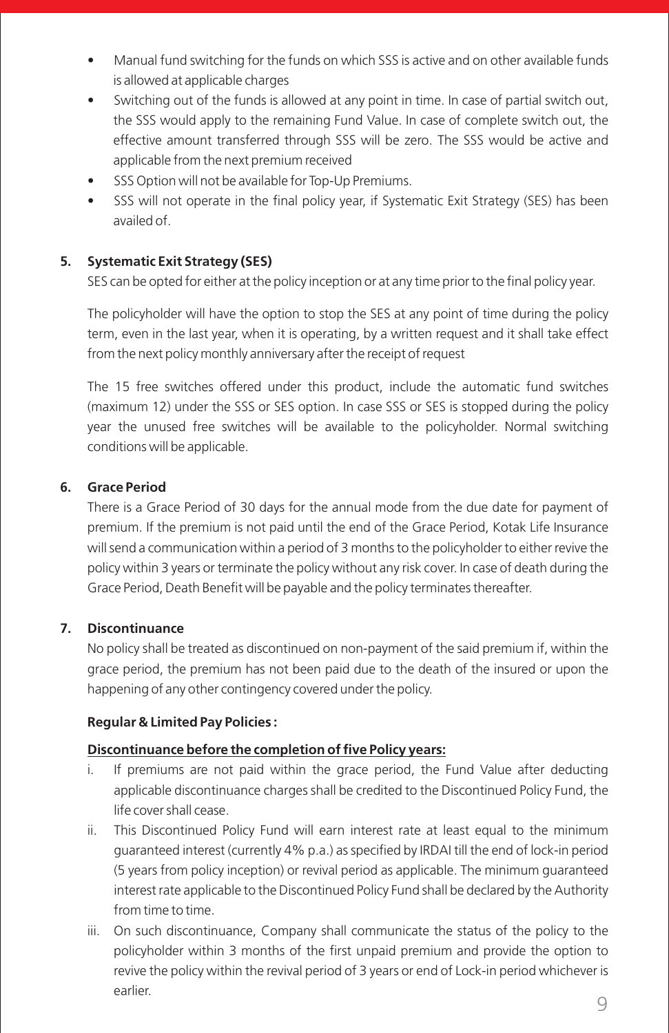- Manual fund switching for the funds on which SSS is active and on other available funds is allowed at applicable charges
- Switching out of the funds is allowed at any point in time. In case of partial switch out, the SSS would apply to the remaining Fund Value. In case of complete switch out, the effective amount transferred through SSS will be zero. The SSS would be active and applicable from the next premium received
- SSS Option will not be available for Top-Up Premiums.
- SSS will not operate in the final policy year, if Systematic Exit Strategy (SES) has been availed of.

**5. Systematic Exit Strategy (SES)**

SES can be opted for either at the policy inception or at any time prior to the final policy year.

The policyholder will have the option to stop the SES at any point of time during the policy term, even in the last year, when it is operating, by a written request and it shall take effect from the next policy monthly anniversary after the receipt of request

The 15 free switches offered under this product, include the automatic fund switches (maximum 12) under the SSS or SES option. In case SSS or SES is stopped during the policy year the unused free switches will be available to the policyholder. Normal switching conditions will be applicable.

**6. Grace Period**

There is a Grace Period of 30 days for the annual mode from the due date for payment of premium. If the premium is not paid until the end of the Grace Period, Kotak Life Insurance will send a communication within a period of 3 months to the policyholder to either revive the policy within 3 years or terminate the policy without any risk cover. In case of death during the Grace Period, Death Benefit will be payable and the policy terminates thereafter.

**7. Discontinuance**

No policy shall be treated as discontinued on non-payment of the said premium if, within the grace period, the premium has not been paid due to the death of the insured or upon the happening of any other contingency covered under the policy.

**Regular & Limited Pay Policies :**

**<u>Discontinuance before the completion of five Policy years:</u>**

i. If premiums are not paid within the grace period, the Fund Value after deducting applicable discontinuance charges shall be credited to the Discontinued Policy Fund, the life cover shall cease.

ii. This Discontinued Policy Fund will earn interest rate at least equal to the minimum guaranteed interest (currently 4% p.a.) as specified by IRDAI till the end of lock-in period (5 years from policy inception) or revival period as applicable. The minimum guaranteed interest rate applicable to the Discontinued Policy Fund shall be declared by the Authority from time to time.

iii. On such discontinuance, Company shall communicate the status of the policy to the policyholder within 3 months of the first unpaid premium and provide the option to revive the policy within the revival period of 3 years or end of Lock-in period whichever is earlier.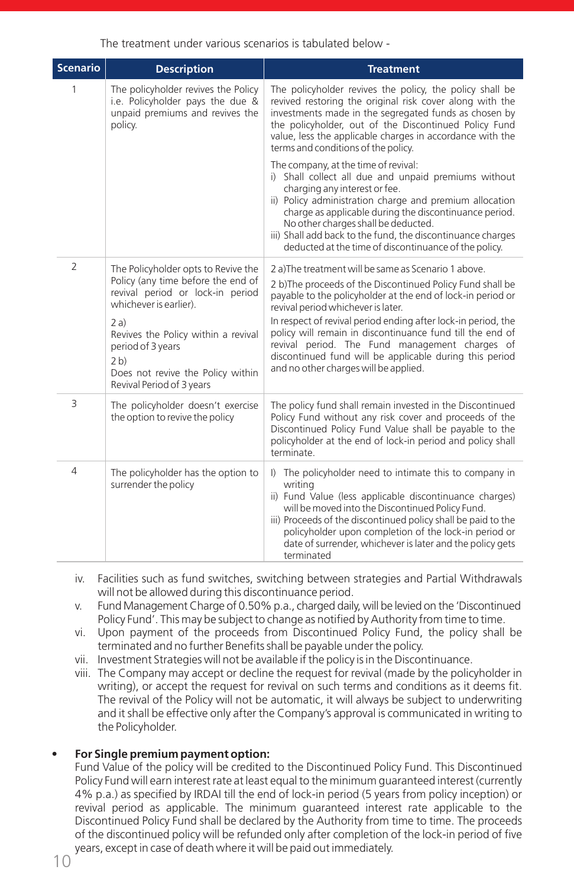The treatment under various scenarios is tabulated below -

| Scenario | Description | Treatment |
|---|---|---|
| 1 | The policyholder revives the Policy i.e. Policyholder pays the due & unpaid premiums and revives the policy. | The policyholder revives the policy, the policy shall be revived restoring the original risk cover along with the investments made in the segregated funds as chosen by the policyholder, out of the Discontinued Policy Fund value, less the applicable charges in accordance with the terms and conditions of the policy.<br><br>The company, at the time of revival:<br>i) Shall collect all due and unpaid premiums without charging any interest or fee.<br>ii) Policy administration charge and premium allocation charge as applicable during the discontinuance period. No other charges shall be deducted.<br>iii) Shall add back to the fund, the discontinuance charges deducted at the time of discontinuance of the policy. |
| 2 | The Policyholder opts to Revive the Policy (any time before the end of revival period or lock-in period whichever is earlier).<br><br>2 a)<br>Revives the Policy within a revival period of 3 years<br>2 b)<br>Does not revive the Policy within Revival Period of 3 years | 2 a)The treatment will be same as Scenario 1 above.<br><br>2 b)The proceeds of the Discontinued Policy Fund shall be payable to the policyholder at the end of lock-in period or revival period whichever is later.<br>In respect of revival period ending after lock-in period, the policy will remain in discontinuance fund till the end of revival period. The Fund management charges of discontinued fund will be applicable during this period and no other charges will be applied. |
| 3 | The policyholder doesn't exercise the option to revive the policy | The policy fund shall remain invested in the Discontinued Policy Fund without any risk cover and proceeds of the Discontinued Policy Fund Value shall be payable to the policyholder at the end of lock-in period and policy shall terminate. |
| 4 | The policyholder has the option to surrender the policy | I) The policyholder need to intimate this to company in writing<br>ii) Fund Value (less applicable discontinuance charges) will be moved into the Discontinued Policy Fund.<br>iii) Proceeds of the discontinued policy shall be paid to the policyholder upon completion of the lock-in period or date of surrender, whichever is later and the policy gets terminated |

iv. Facilities such as fund switches, switching between strategies and Partial Withdrawals will not be allowed during this discontinuance period.

v. Fund Management Charge of 0.50% p.a., charged daily, will be levied on the 'Discontinued Policy Fund'. This may be subject to change as notified by Authority from time to time.

vi. Upon payment of the proceeds from Discontinued Policy Fund, the policy shall be terminated and no further Benefits shall be payable under the policy.

vii. Investment Strategies will not be available if the policy is in the Discontinuance.

viii. The Company may accept or decline the request for revival (made by the policyholder in writing), or accept the request for revival on such terms and conditions as it deems fit. The revival of the Policy will not be automatic, it will always be subject to underwriting and it shall be effective only after the Company's approval is communicated in writing to the Policyholder.

- **For Single premium payment option:**
  Fund Value of the policy will be credited to the Discontinued Policy Fund. This Discontinued Policy Fund will earn interest rate at least equal to the minimum guaranteed interest (currently 4% p.a.) as specified by IRDAI till the end of lock-in period (5 years from policy inception) or revival period as applicable. The minimum guaranteed interest rate applicable to the Discontinued Policy Fund shall be declared by the Authority from time to time. The proceeds of the discontinued policy will be refunded only after completion of the lock-in period of five years, except in case of death where it will be paid out immediately.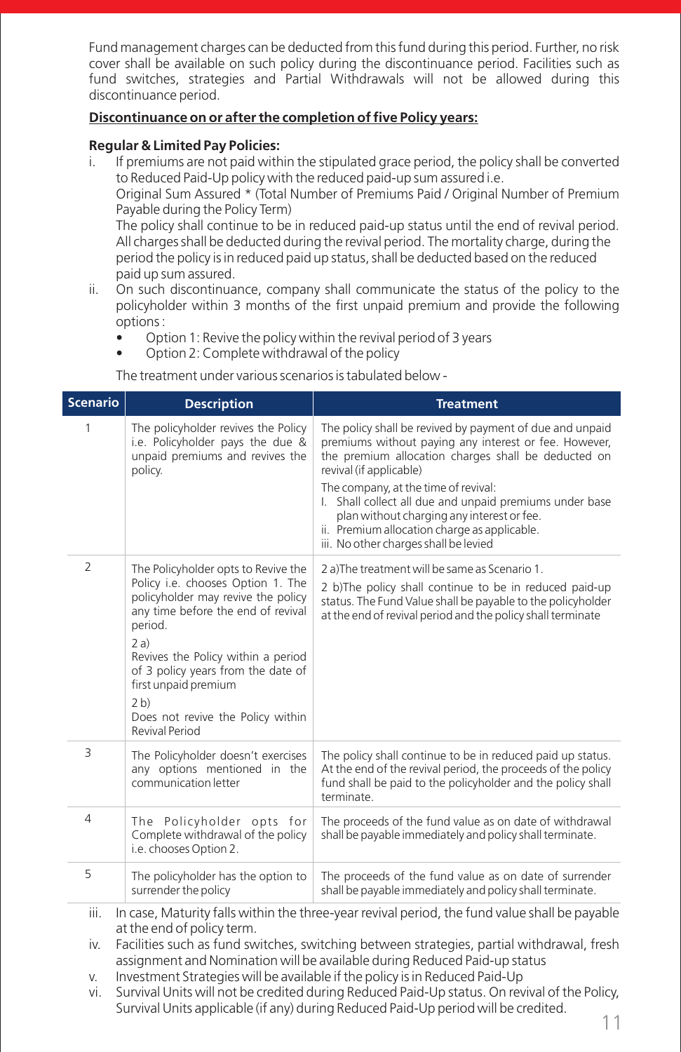Fund management charges can be deducted from this fund during this period. Further, no risk cover shall be available on such policy during the discontinuance period. Facilities such as fund switches, strategies and Partial Withdrawals will not be allowed during this discontinuance period.

**Discontinuance on or after the completion of five Policy years:**

**Regular & Limited Pay Policies:**

i. If premiums are not paid within the stipulated grace period, the policy shall be converted to Reduced Paid-Up policy with the reduced paid-up sum assured i.e.
   Original Sum Assured * (Total Number of Premiums Paid / Original Number of Premium Payable during the Policy Term)
   The policy shall continue to be in reduced paid-up status until the end of revival period. All charges shall be deducted during the revival period. The mortality charge, during the period the policy is in reduced paid up status, shall be deducted based on the reduced paid up sum assured.

ii. On such discontinuance, company shall communicate the status of the policy to the policyholder within 3 months of the first unpaid premium and provide the following options :
   - Option 1: Revive the policy within the revival period of 3 years
   - Option 2: Complete withdrawal of the policy

   The treatment under various scenarios is tabulated below -

| Scenario | Description | Treatment |
|---|---|---|
| 1 | The policyholder revives the Policy i.e. Policyholder pays the due & unpaid premiums and revives the policy. | The policy shall be revived by payment of due and unpaid premiums without paying any interest or fee. However, the premium allocation charges shall be deducted on revival (if applicable)<br>The company, at the time of revival:<br>I. Shall collect all due and unpaid premiums under base plan without charging any interest or fee.<br>ii. Premium allocation charge as applicable.<br>iii. No other charges shall be levied |
| 2 | The Policyholder opts to Revive the Policy i.e. chooses Option 1. The policyholder may revive the policy any time before the end of revival period.<br>2 a)<br>Revives the Policy within a period of 3 policy years from the date of first unpaid premium<br>2 b)<br>Does not revive the Policy within Revival Period | 2 a)The treatment will be same as Scenario 1.<br>2 b)The policy shall continue to be in reduced paid-up status. The Fund Value shall be payable to the policyholder at the end of revival period and the policy shall terminate |
| 3 | The Policyholder doesn't exercises any options mentioned in the communication letter | The policy shall continue to be in reduced paid up status. At the end of the revival period, the proceeds of the policy fund shall be paid to the policyholder and the policy shall terminate. |
| 4 | The Policyholder opts for Complete withdrawal of the policy i.e. chooses Option 2. | The proceeds of the fund value as on date of withdrawal shall be payable immediately and policy shall terminate. |
| 5 | The policyholder has the option to surrender the policy | The proceeds of the fund value as on date of surrender shall be payable immediately and policy shall terminate. |

iii. In case, Maturity falls within the three-year revival period, the fund value shall be payable at the end of policy term.

iv. Facilities such as fund switches, switching between strategies, partial withdrawal, fresh assignment and Nomination will be available during Reduced Paid-up status

v. Investment Strategies will be available if the policy is in Reduced Paid-Up

vi. Survival Units will not be credited during Reduced Paid-Up status. On revival of the Policy, Survival Units applicable (if any) during Reduced Paid-Up period will be credited.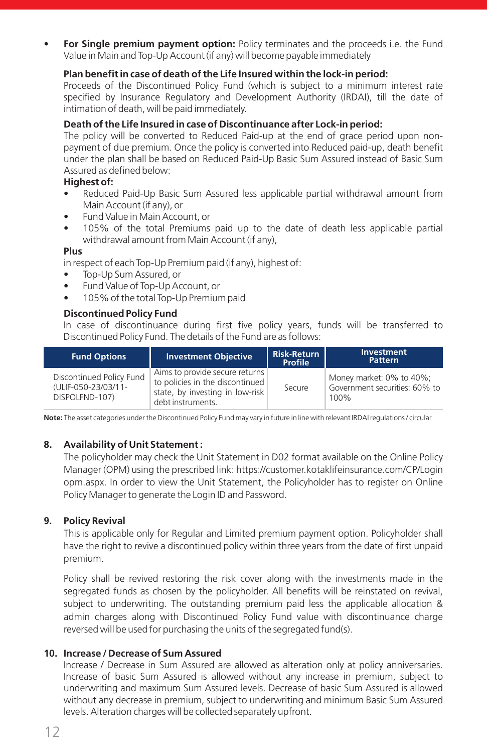- **For Single premium payment option:** Policy terminates and the proceeds i.e. the Fund Value in Main and Top-Up Account (if any) will become payable immediately

**Plan benefit in case of death of the Life Insured within the lock-in period:**
Proceeds of the Discontinued Policy Fund (which is subject to a minimum interest rate specified by Insurance Regulatory and Development Authority (IRDAI), till the date of intimation of death, will be paid immediately.

**Death of the Life Insured in case of Discontinuance after Lock-in period:**
The policy will be converted to Reduced Paid-up at the end of grace period upon non-payment of due premium. Once the policy is converted into Reduced paid-up, death benefit under the plan shall be based on Reduced Paid-Up Basic Sum Assured instead of Basic Sum Assured as defined below:

**Highest of:**

- Reduced Paid-Up Basic Sum Assured less applicable partial withdrawal amount from Main Account (if any), or
- Fund Value in Main Account, or
- 105% of the total Premiums paid up to the date of death less applicable partial withdrawal amount from Main Account (if any),

**Plus**

in respect of each Top-Up Premium paid (if any), highest of:

- Top-Up Sum Assured, or
- Fund Value of Top-Up Account, or
- 105% of the total Top-Up Premium paid

**Discontinued Policy Fund**
In case of discontinuance during first five policy years, funds will be transferred to Discontinued Policy Fund. The details of the Fund are as follows:

| Fund Options | Investment Objective | Risk-Return Profile | Investment Pattern |
|---|---|---|---|
| Discontinued Policy Fund (ULIF-050-23/03/11-DISPOLFND-107) | Aims to provide secure returns to policies in the discontinued state, by investing in low-risk debt instruments. | Secure | Money market: 0% to 40%; Government securities: 60% to 100% |

**Note:** The asset categories under the Discontinued Policy Fund may vary in future in line with relevant IRDAI regulations / circular

## 8. Availability of Unit Statement :

The policyholder may check the Unit Statement in D02 format available on the Online Policy Manager (OPM) using the prescribed link: https://customer.kotaklifeinsurance.com/CP/Loginopm.aspx. In order to view the Unit Statement, the Policyholder has to register on Online Policy Manager to generate the Login ID and Password.

## 9. Policy Revival

This is applicable only for Regular and Limited premium payment option. Policyholder shall have the right to revive a discontinued policy within three years from the date of first unpaid premium.

Policy shall be revived restoring the risk cover along with the investments made in the segregated funds as chosen by the policyholder. All benefits will be reinstated on revival, subject to underwriting. The outstanding premium paid less the applicable allocation & admin charges along with Discontinued Policy Fund value with discontinuance charge reversed will be used for purchasing the units of the segregated fund(s).

## 10. Increase / Decrease of Sum Assured

Increase / Decrease in Sum Assured are allowed as alteration only at policy anniversaries. Increase of basic Sum Assured is allowed without any increase in premium, subject to underwriting and maximum Sum Assured levels. Decrease of basic Sum Assured is allowed without any decrease in premium, subject to underwriting and minimum Basic Sum Assured levels. Alteration charges will be collected separately upfront.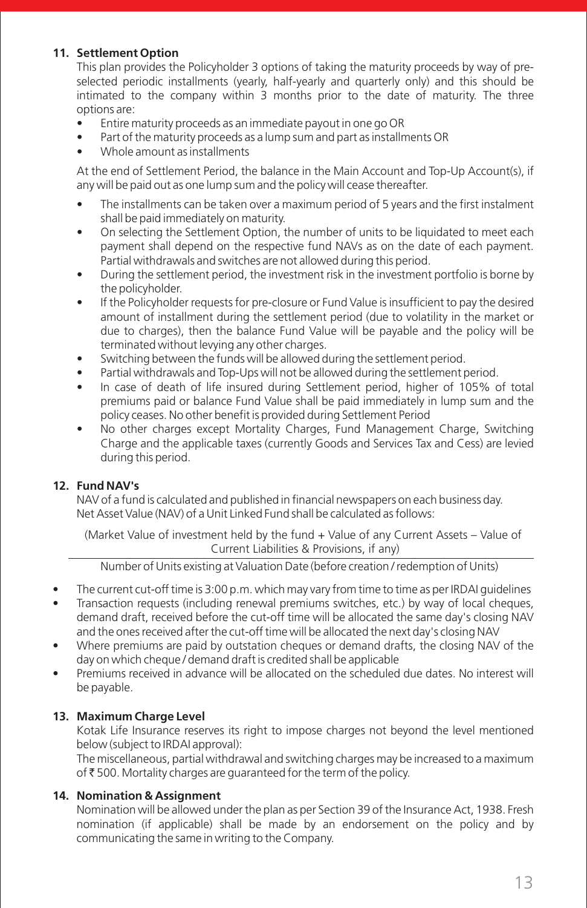## 11. Settlement Option

This plan provides the Policyholder 3 options of taking the maturity proceeds by way of pre-selected periodic installments (yearly, half-yearly and quarterly only) and this should be intimated to the company within 3 months prior to the date of maturity. The three options are:

- Entire maturity proceeds as an immediate payout in one go OR
- Part of the maturity proceeds as a lump sum and part as installments OR
- Whole amount as installments

At the end of Settlement Period, the balance in the Main Account and Top-Up Account(s), if any will be paid out as one lump sum and the policy will cease thereafter.

- The installments can be taken over a maximum period of 5 years and the first instalment shall be paid immediately on maturity.
- On selecting the Settlement Option, the number of units to be liquidated to meet each payment shall depend on the respective fund NAVs as on the date of each payment. Partial withdrawals and switches are not allowed during this period.
- During the settlement period, the investment risk in the investment portfolio is borne by the policyholder.
- If the Policyholder requests for pre-closure or Fund Value is insufficient to pay the desired amount of installment during the settlement period (due to volatility in the market or due to charges), then the balance Fund Value will be payable and the policy will be terminated without levying any other charges.
- Switching between the funds will be allowed during the settlement period.
- Partial withdrawals and Top-Ups will not be allowed during the settlement period.
- In case of death of life insured during Settlement period, higher of 105% of total premiums paid or balance Fund Value shall be paid immediately in lump sum and the policy ceases. No other benefit is provided during Settlement Period
- No other charges except Mortality Charges, Fund Management Charge, Switching Charge and the applicable taxes (currently Goods and Services Tax and Cess) are levied during this period.

## 12. Fund NAV's

NAV of a fund is calculated and published in financial newspapers on each business day.
Net Asset Value (NAV) of a Unit Linked Fund shall be calculated as follows:

$$\frac{\text{(Market Value of investment held by the fund + Value of any Current Assets – Value of Current Liabilities \& Provisions, if any)}}{\text{Number of Units existing at Valuation Date (before creation / redemption of Units)}}$$

- The current cut-off time is 3:00 p.m. which may vary from time to time as per IRDAI guidelines
- Transaction requests (including renewal premiums switches, etc.) by way of local cheques, demand draft, received before the cut-off time will be allocated the same day's closing NAV and the ones received after the cut-off time will be allocated the next day's closing NAV
- Where premiums are paid by outstation cheques or demand drafts, the closing NAV of the day on which cheque / demand draft is credited shall be applicable
- Premiums received in advance will be allocated on the scheduled due dates. No interest will be payable.

## 13. Maximum Charge Level

Kotak Life Insurance reserves its right to impose charges not beyond the level mentioned below (subject to IRDAI approval):

The miscellaneous, partial withdrawal and switching charges may be increased to a maximum of ₹ 500. Mortality charges are guaranteed for the term of the policy.

## 14. Nomination & Assignment

Nomination will be allowed under the plan as per Section 39 of the Insurance Act, 1938. Fresh nomination (if applicable) shall be made by an endorsement on the policy and by communicating the same in writing to the Company.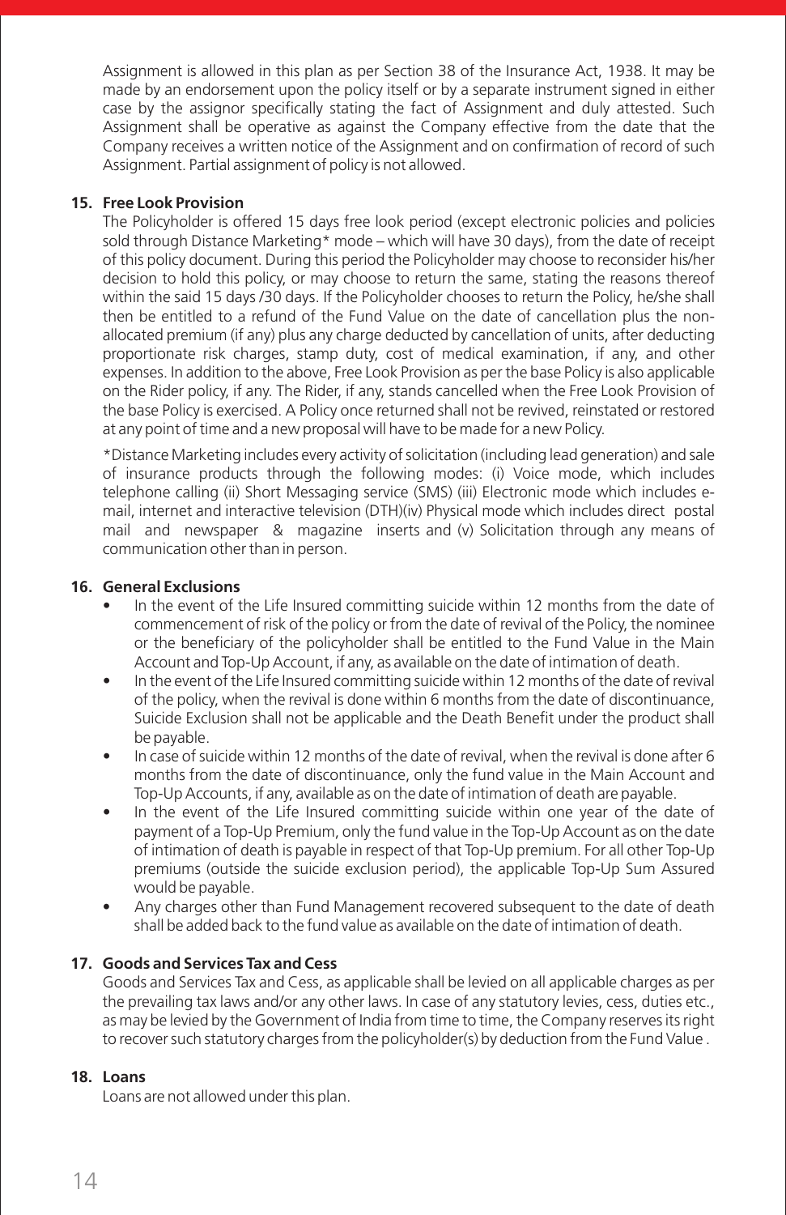Assignment is allowed in this plan as per Section 38 of the Insurance Act, 1938. It may be made by an endorsement upon the policy itself or by a separate instrument signed in either case by the assignor specifically stating the fact of Assignment and duly attested. Such Assignment shall be operative as against the Company effective from the date that the Company receives a written notice of the Assignment and on confirmation of record of such Assignment. Partial assignment of policy is not allowed.

**15. Free Look Provision**

The Policyholder is offered 15 days free look period (except electronic policies and policies sold through Distance Marketing* mode – which will have 30 days), from the date of receipt of this policy document. During this period the Policyholder may choose to reconsider his/her decision to hold this policy, or may choose to return the same, stating the reasons thereof within the said 15 days /30 days. If the Policyholder chooses to return the Policy, he/she shall then be entitled to a refund of the Fund Value on the date of cancellation plus the non-allocated premium (if any) plus any charge deducted by cancellation of units, after deducting proportionate risk charges, stamp duty, cost of medical examination, if any, and other expenses. In addition to the above, Free Look Provision as per the base Policy is also applicable on the Rider policy, if any. The Rider, if any, stands cancelled when the Free Look Provision of the base Policy is exercised. A Policy once returned shall not be revived, reinstated or restored at any point of time and a new proposal will have to be made for a new Policy.

*Distance Marketing includes every activity of solicitation (including lead generation) and sale of insurance products through the following modes: (i) Voice mode, which includes telephone calling (ii) Short Messaging service (SMS) (iii) Electronic mode which includes e-mail, internet and interactive television (DTH)(iv) Physical mode which includes direct postal mail and newspaper & magazine inserts and (v) Solicitation through any means of communication other than in person.

**16. General Exclusions**

- In the event of the Life Insured committing suicide within 12 months from the date of commencement of risk of the policy or from the date of revival of the Policy, the nominee or the beneficiary of the policyholder shall be entitled to the Fund Value in the Main Account and Top-Up Account, if any, as available on the date of intimation of death.
- In the event of the Life Insured committing suicide within 12 months of the date of revival of the policy, when the revival is done within 6 months from the date of discontinuance, Suicide Exclusion shall not be applicable and the Death Benefit under the product shall be payable.
- In case of suicide within 12 months of the date of revival, when the revival is done after 6 months from the date of discontinuance, only the fund value in the Main Account and Top-Up Accounts, if any, available as on the date of intimation of death are payable.
- In the event of the Life Insured committing suicide within one year of the date of payment of a Top-Up Premium, only the fund value in the Top-Up Account as on the date of intimation of death is payable in respect of that Top-Up premium. For all other Top-Up premiums (outside the suicide exclusion period), the applicable Top-Up Sum Assured would be payable.
- Any charges other than Fund Management recovered subsequent to the date of death shall be added back to the fund value as available on the date of intimation of death.

**17. Goods and Services Tax and Cess**

Goods and Services Tax and Cess, as applicable shall be levied on all applicable charges as per the prevailing tax laws and/or any other laws. In case of any statutory levies, cess, duties etc., as may be levied by the Government of India from time to time, the Company reserves its right to recover such statutory charges from the policyholder(s) by deduction from the Fund Value .

**18. Loans**

Loans are not allowed under this plan.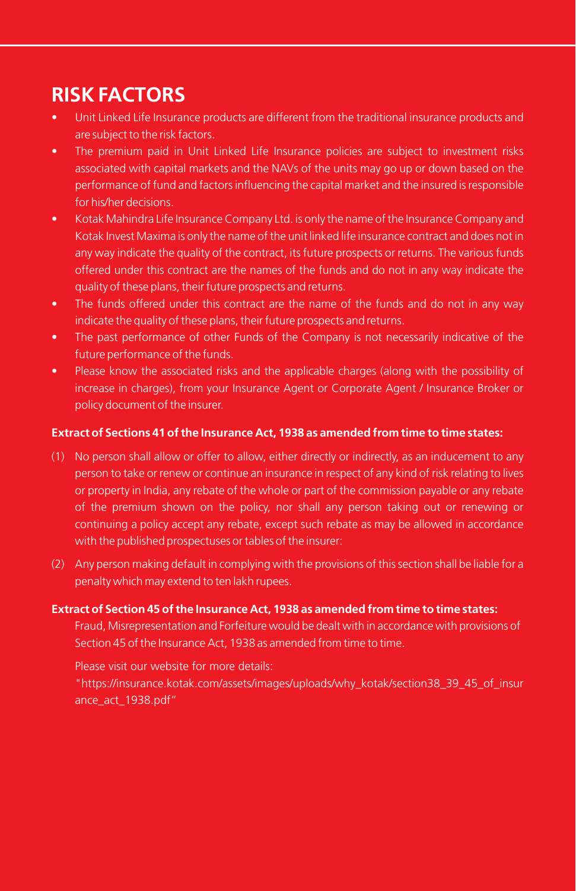## RISK FACTORS

- Unit Linked Life Insurance products are different from the traditional insurance products and are subject to the risk factors.
- The premium paid in Unit Linked Life Insurance policies are subject to investment risks associated with capital markets and the NAVs of the units may go up or down based on the performance of fund and factors influencing the capital market and the insured is responsible for his/her decisions.
- Kotak Mahindra Life Insurance Company Ltd. is only the name of the Insurance Company and Kotak Invest Maxima is only the name of the unit linked life insurance contract and does not in any way indicate the quality of the contract, its future prospects or returns. The various funds offered under this contract are the names of the funds and do not in any way indicate the quality of these plans, their future prospects and returns.
- The funds offered under this contract are the name of the funds and do not in any way indicate the quality of these plans, their future prospects and returns.
- The past performance of other Funds of the Company is not necessarily indicative of the future performance of the funds.
- Please know the associated risks and the applicable charges (along with the possibility of increase in charges), from your Insurance Agent or Corporate Agent / Insurance Broker or policy document of the insurer.

**Extract of Sections 41 of the Insurance Act, 1938 as amended from time to time states:**

(1) No person shall allow or offer to allow, either directly or indirectly, as an inducement to any person to take or renew or continue an insurance in respect of any kind of risk relating to lives or property in India, any rebate of the whole or part of the commission payable or any rebate of the premium shown on the policy, nor shall any person taking out or renewing or continuing a policy accept any rebate, except such rebate as may be allowed in accordance with the published prospectuses or tables of the insurer:

(2) Any person making default in complying with the provisions of this section shall be liable for a penalty which may extend to ten lakh rupees.

**Extract of Section 45 of the Insurance Act, 1938 as amended from time to time states:**

Fraud, Misrepresentation and Forfeiture would be dealt with in accordance with provisions of Section 45 of the Insurance Act, 1938 as amended from time to time.

Please visit our website for more details:

"https://insurance.kotak.com/assets/images/uploads/why_kotak/section38_39_45_of_insurance_act_1938.pdf"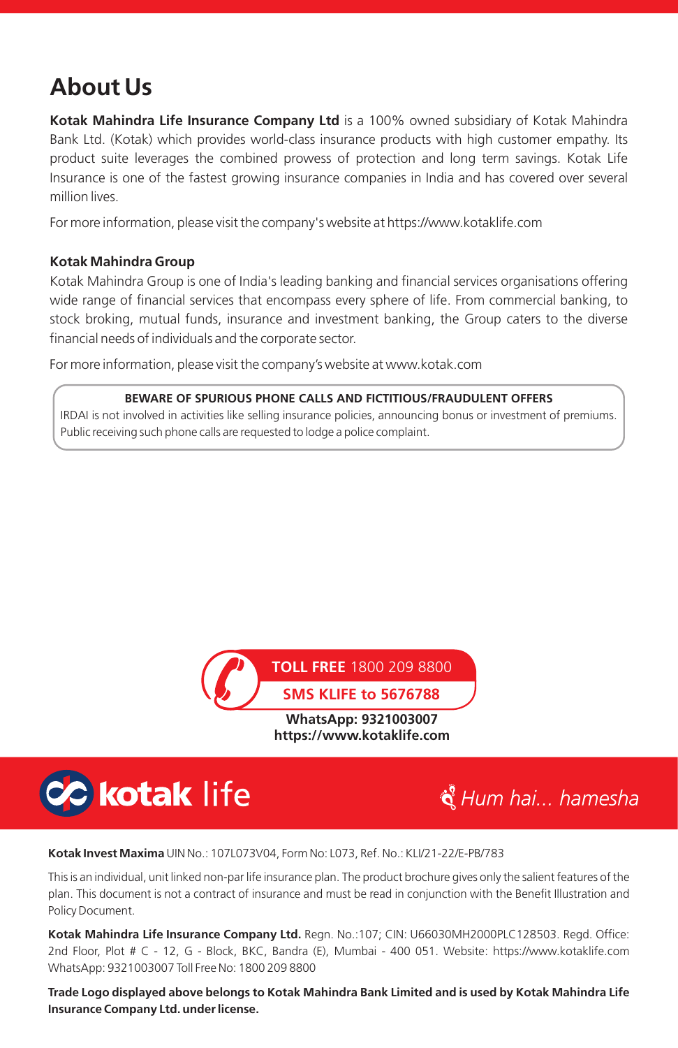# About Us

**Kotak Mahindra Life Insurance Company Ltd** is a 100% owned subsidiary of Kotak Mahindra Bank Ltd. (Kotak) which provides world-class insurance products with high customer empathy. Its product suite leverages the combined prowess of protection and long term savings. Kotak Life Insurance is one of the fastest growing insurance companies in India and has covered over several million lives.

For more information, please visit the company's website at https://www.kotaklife.com

### Kotak Mahindra Group

Kotak Mahindra Group is one of India's leading banking and financial services organisations offering wide range of financial services that encompass every sphere of life. From commercial banking, to stock broking, mutual funds, insurance and investment banking, the Group caters to the diverse financial needs of individuals and the corporate sector.

For more information, please visit the company's website at www.kotak.com

**BEWARE OF SPURIOUS PHONE CALLS AND FICTITIOUS/FRAUDULENT OFFERS**
IRDAI is not involved in activities like selling insurance policies, announcing bonus or investment of premiums. Public receiving such phone calls are requested to lodge a police complaint.

**TOLL FREE** 1800 209 8800
**SMS KLIFE to 5676788**
**WhatsApp: 9321003007**
**https://www.kotaklife.com**

kotak life

*Hum hai... hamesha*

**Kotak Invest Maxima** UIN No.: 107L073V04, Form No: L073, Ref. No.: KLI/21-22/E-PB/783

This is an individual, unit linked non-par life insurance plan. The product brochure gives only the salient features of the plan. This document is not a contract of insurance and must be read in conjunction with the Benefit Illustration and Policy Document.

**Kotak Mahindra Life Insurance Company Ltd.** Regn. No.:107; CIN: U66030MH2000PLC128503. Regd. Office: 2nd Floor, Plot # C - 12, G - Block, BKC, Bandra (E), Mumbai - 400 051. Website: https://www.kotaklife.com WhatsApp: 9321003007 Toll Free No: 1800 209 8800

**Trade Logo displayed above belongs to Kotak Mahindra Bank Limited and is used by Kotak Mahindra Life Insurance Company Ltd. under license.**